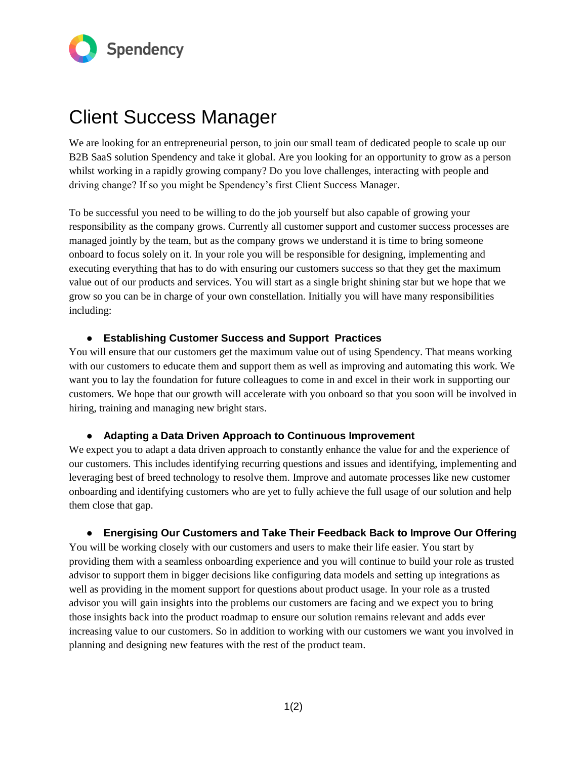Spendency

# Client Success Manager

We are looking for an entrepreneurial person, to join our small team of dedicated people to scale up our B2B SaaS solution Spendency and take it global. Are you looking for an opportunity to grow as a person whilst working in a rapidly growing company? Do you love challenges, interacting with people and driving change? If so you might be Spendency's first Client Success Manager.

To be successful you need to be willing to do the job yourself but also capable of growing your responsibility as the company grows. Currently all customer support and customer success processes are managed jointly by the team, but as the company grows we understand it is time to bring someone onboard to focus solely on it. In your role you will be responsible for designing, implementing and executing everything that has to do with ensuring our customers success so that they get the maximum value out of our products and services. You will start as a single bright shining star but we hope that we grow so you can be in charge of your own constellation. Initially you will have many responsibilities including:

- **Establishing Customer Success and Support Practices**

You will ensure that our customers get the maximum value out of using Spendency. That means working with our customers to educate them and support them as well as improving and automating this work. We want you to lay the foundation for future colleagues to come in and excel in their work in supporting our customers. We hope that our growth will accelerate with you onboard so that you soon will be involved in hiring, training and managing new bright stars.

- **Adapting a Data Driven Approach to Continuous Improvement**

We expect you to adapt a data driven approach to constantly enhance the value for and the experience of our customers. This includes identifying recurring questions and issues and identifying, implementing and leveraging best of breed technology to resolve them. Improve and automate processes like new customer onboarding and identifying customers who are yet to fully achieve the full usage of our solution and help them close that gap.

- **Energising Our Customers and Take Their Feedback Back to Improve Our Offering**

You will be working closely with our customers and users to make their life easier. You start by providing them with a seamless onboarding experience and you will continue to build your role as trusted advisor to support them in bigger decisions like configuring data models and setting up integrations as well as providing in the moment support for questions about product usage. In your role as a trusted advisor you will gain insights into the problems our customers are facing and we expect you to bring those insights back into the product roadmap to ensure our solution remains relevant and adds ever increasing value to our customers. So in addition to working with our customers we want you involved in planning and designing new features with the rest of the product team.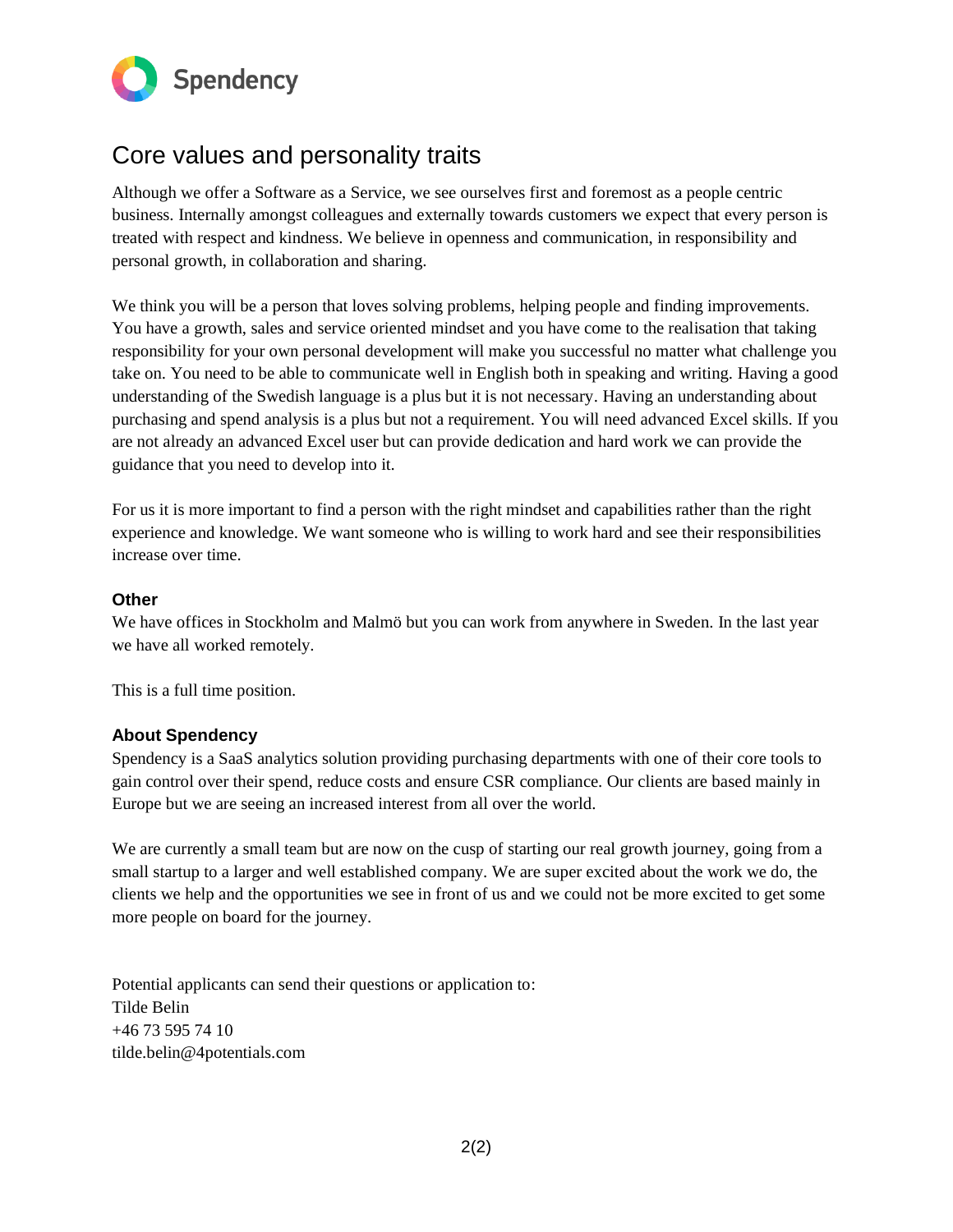## Core values and personality traits

Although we offer a Software as a Service, we see ourselves first and foremost as a people centric business. Internally amongst colleagues and externally towards customers we expect that every person is treated with respect and kindness. We believe in openness and communication, in responsibility and personal growth, in collaboration and sharing.

We think you will be a person that loves solving problems, helping people and finding improvements. You have a growth, sales and service oriented mindset and you have come to the realisation that taking responsibility for your own personal development will make you successful no matter what challenge you take on. You need to be able to communicate well in English both in speaking and writing. Having a good understanding of the Swedish language is a plus but it is not necessary. Having an understanding about purchasing and spend analysis is a plus but not a requirement. You will need advanced Excel skills. If you are not already an advanced Excel user but can provide dedication and hard work we can provide the guidance that you need to develop into it.

For us it is more important to find a person with the right mindset and capabilities rather than the right experience and knowledge. We want someone who is willing to work hard and see their responsibilities increase over time.

### Other

We have offices in Stockholm and Malmö but you can work from anywhere in Sweden. In the last year we have all worked remotely.

This is a full time position.

### About Spendency

Spendency is a SaaS analytics solution providing purchasing departments with one of their core tools to gain control over their spend, reduce costs and ensure CSR compliance. Our clients are based mainly in Europe but we are seeing an increased interest from all over the world.

We are currently a small team but are now on the cusp of starting our real growth journey, going from a small startup to a larger and well established company. We are super excited about the work we do, the clients we help and the opportunities we see in front of us and we could not be more excited to get some more people on board for the journey.

Potential applicants can send their questions or application to:
Tilde Belin
+46 73 595 74 10
tilde.belin@4potentials.com